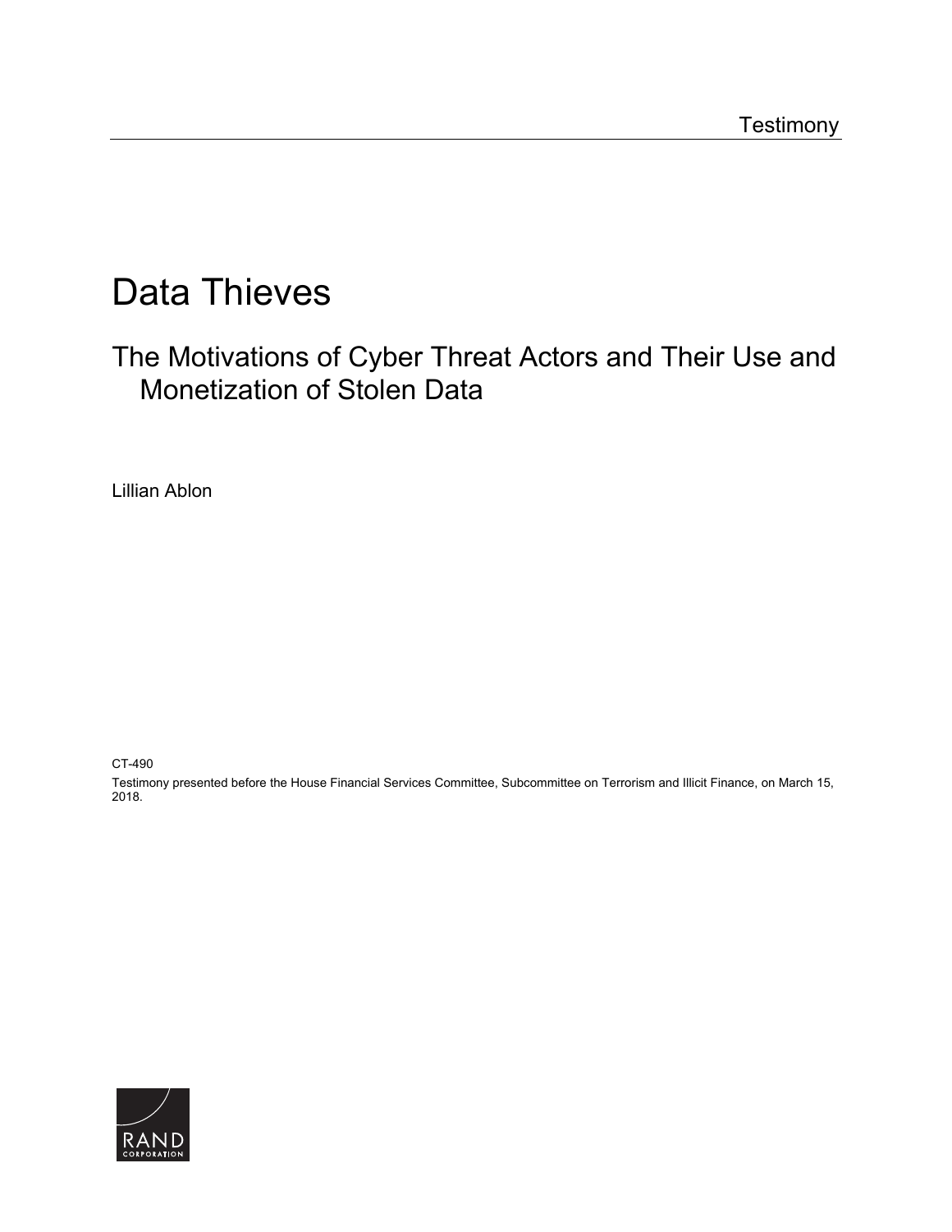Testimony

# Data Thieves

## The Motivations of Cyber Threat Actors and Their Use and Monetization of Stolen Data

Lillian Ablon

CT-490

Testimony presented before the House Financial Services Committee, Subcommittee on Terrorism and Illicit Finance, on March 15, 2018.

RAND CORPORATION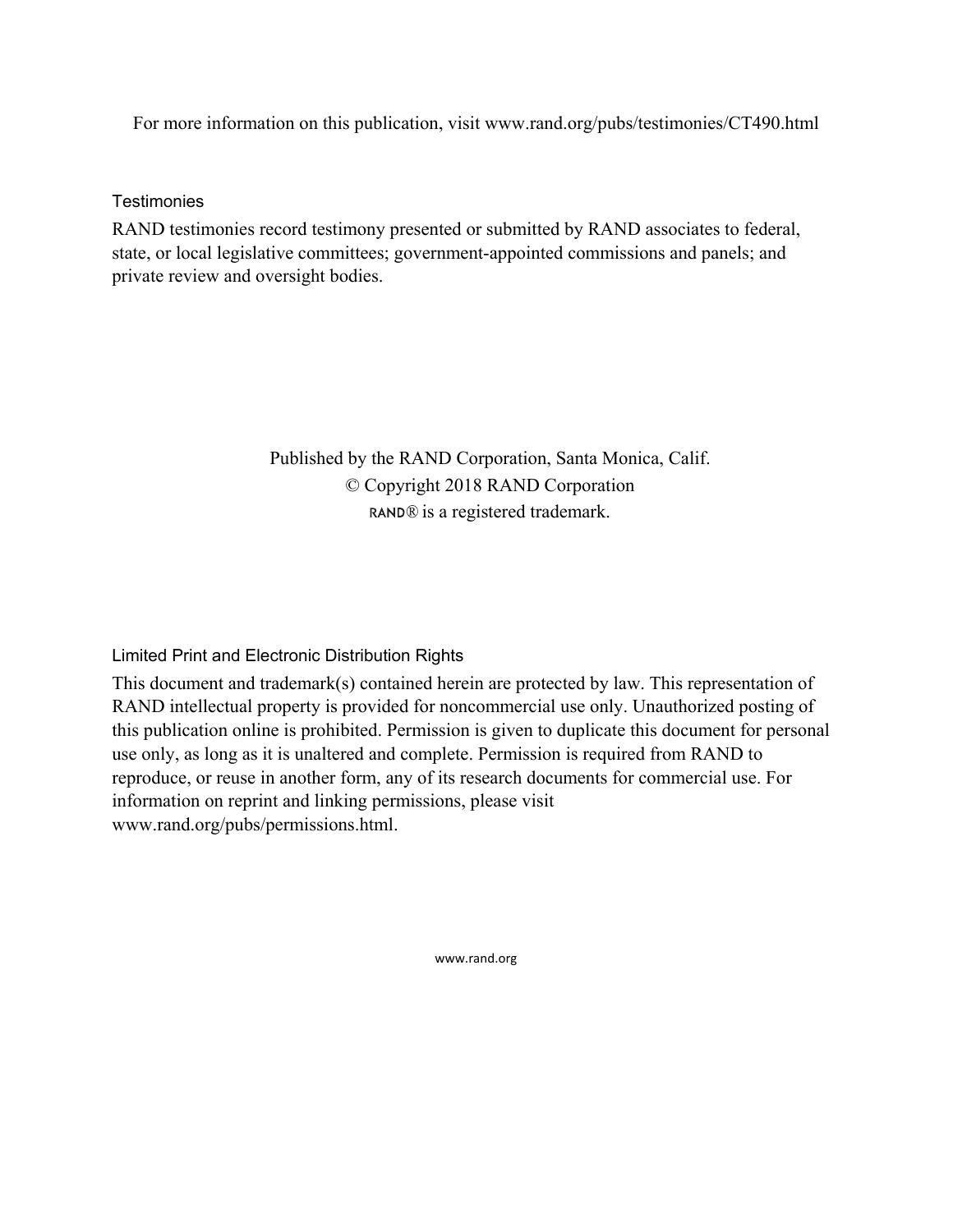For more information on this publication, visit www.rand.org/pubs/testimonies/CT490.html

### Testimonies

RAND testimonies record testimony presented or submitted by RAND associates to federal, state, or local legislative committees; government-appointed commissions and panels; and private review and oversight bodies.

Published by the RAND Corporation, Santa Monica, Calif.
© Copyright 2018 RAND Corporation
RAND® is a registered trademark.

### Limited Print and Electronic Distribution Rights

This document and trademark(s) contained herein are protected by law. This representation of RAND intellectual property is provided for noncommercial use only. Unauthorized posting of this publication online is prohibited. Permission is given to duplicate this document for personal use only, as long as it is unaltered and complete. Permission is required from RAND to reproduce, or reuse in another form, any of its research documents for commercial use. For information on reprint and linking permissions, please visit www.rand.org/pubs/permissions.html.

www.rand.org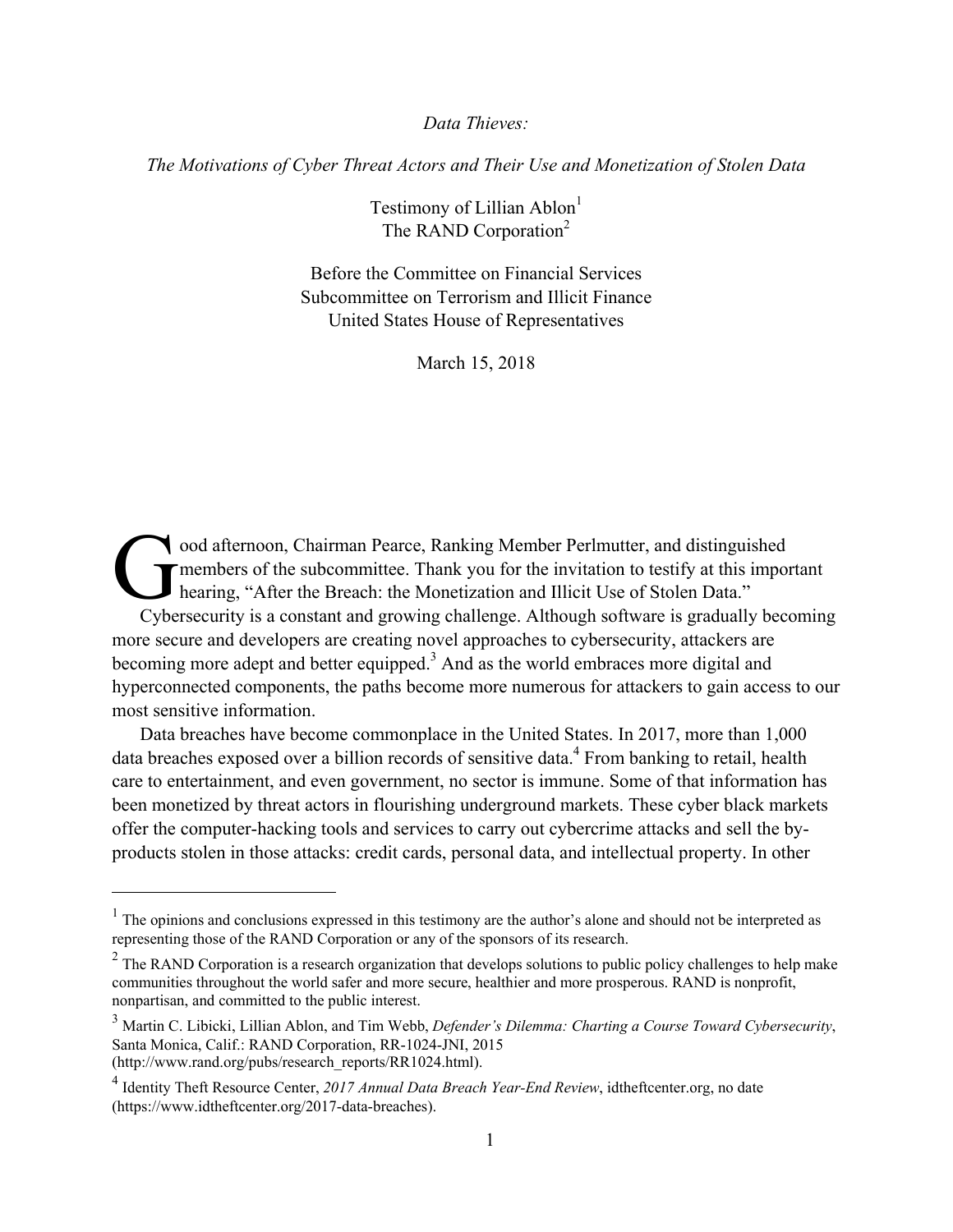*Data Thieves:*

*The Motivations of Cyber Threat Actors and Their Use and Monetization of Stolen Data*

Testimony of Lillian Ablon[1]
The RAND Corporation[2]

Before the Committee on Financial Services
Subcommittee on Terrorism and Illicit Finance
United States House of Representatives

March 15, 2018

Good afternoon, Chairman Pearce, Ranking Member Perlmutter, and distinguished members of the subcommittee. Thank you for the invitation to testify at this important hearing, "After the Breach: the Monetization and Illicit Use of Stolen Data."

Cybersecurity is a constant and growing challenge. Although software is gradually becoming more secure and developers are creating novel approaches to cybersecurity, attackers are becoming more adept and better equipped.[3] And as the world embraces more digital and hyperconnected components, the paths become more numerous for attackers to gain access to our most sensitive information.

Data breaches have become commonplace in the United States. In 2017, more than 1,000 data breaches exposed over a billion records of sensitive data.[4] From banking to retail, health care to entertainment, and even government, no sector is immune. Some of that information has been monetized by threat actors in flourishing underground markets. These cyber black markets offer the computer-hacking tools and services to carry out cybercrime attacks and sell the by-products stolen in those attacks: credit cards, personal data, and intellectual property. In other

---

[1] The opinions and conclusions expressed in this testimony are the author's alone and should not be interpreted as representing those of the RAND Corporation or any of the sponsors of its research.

[2] The RAND Corporation is a research organization that develops solutions to public policy challenges to help make communities throughout the world safer and more secure, healthier and more prosperous. RAND is nonprofit, nonpartisan, and committed to the public interest.

[3] Martin C. Libicki, Lillian Ablon, and Tim Webb, *Defender's Dilemma: Charting a Course Toward Cybersecurity*, Santa Monica, Calif.: RAND Corporation, RR-1024-JNI, 2015 (http://www.rand.org/pubs/research_reports/RR1024.html).

[4] Identity Theft Resource Center, *2017 Annual Data Breach Year-End Review*, idtheftcenter.org, no date (https://www.idtheftcenter.org/2017-data-breaches).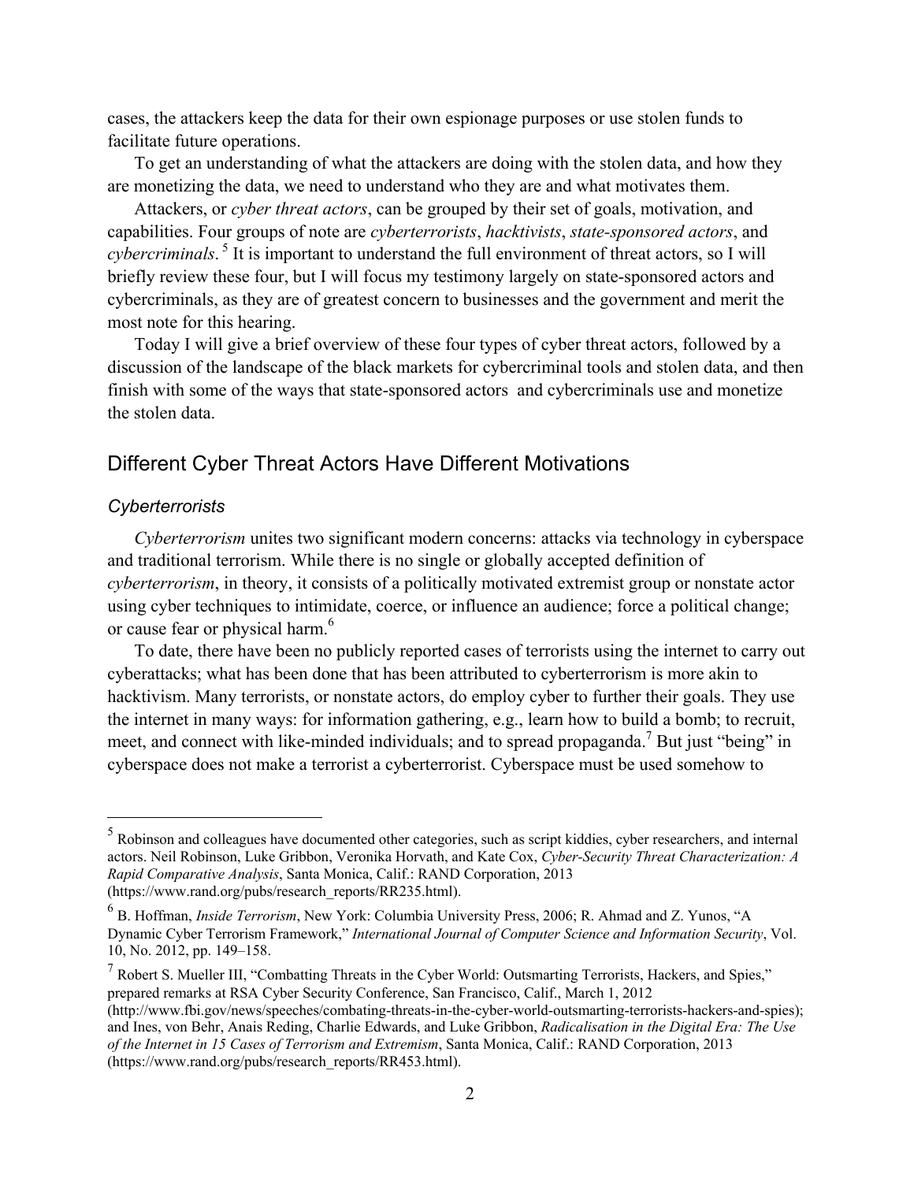cases, the attackers keep the data for their own espionage purposes or use stolen funds to facilitate future operations.

To get an understanding of what the attackers are doing with the stolen data, and how they are monetizing the data, we need to understand who they are and what motivates them.

Attackers, or *cyber threat actors*, can be grouped by their set of goals, motivation, and capabilities. Four groups of note are *cyberterrorists*, *hacktivists*, *state-sponsored actors*, and *cybercriminals*.[5] It is important to understand the full environment of threat actors, so I will briefly review these four, but I will focus my testimony largely on state-sponsored actors and cybercriminals, as they are of greatest concern to businesses and the government and merit the most note for this hearing.

Today I will give a brief overview of these four types of cyber threat actors, followed by a discussion of the landscape of the black markets for cybercriminal tools and stolen data, and then finish with some of the ways that state-sponsored actors and cybercriminals use and monetize the stolen data.

## Different Cyber Threat Actors Have Different Motivations

### *Cyberterrorists*

*Cyberterrorism* unites two significant modern concerns: attacks via technology in cyberspace and traditional terrorism. While there is no single or globally accepted definition of *cyberterrorism*, in theory, it consists of a politically motivated extremist group or nonstate actor using cyber techniques to intimidate, coerce, or influence an audience; force a political change; or cause fear or physical harm.[6]

To date, there have been no publicly reported cases of terrorists using the internet to carry out cyberattacks; what has been done that has been attributed to cyberterrorism is more akin to hacktivism. Many terrorists, or nonstate actors, do employ cyber to further their goals. They use the internet in many ways: for information gathering, e.g., learn how to build a bomb; to recruit, meet, and connect with like-minded individuals; and to spread propaganda.[7] But just "being" in cyberspace does not make a terrorist a cyberterrorist. Cyberspace must be used somehow to

---

[5] Robinson and colleagues have documented other categories, such as script kiddies, cyber researchers, and internal actors. Neil Robinson, Luke Gribbon, Veronika Horvath, and Kate Cox, *Cyber-Security Threat Characterization: A Rapid Comparative Analysis*, Santa Monica, Calif.: RAND Corporation, 2013 (https://www.rand.org/pubs/research_reports/RR235.html).

[6] B. Hoffman, *Inside Terrorism*, New York: Columbia University Press, 2006; R. Ahmad and Z. Yunos, "A Dynamic Cyber Terrorism Framework," *International Journal of Computer Science and Information Security*, Vol. 10, No. 2012, pp. 149–158.

[7] Robert S. Mueller III, "Combatting Threats in the Cyber World: Outsmarting Terrorists, Hackers, and Spies," prepared remarks at RSA Cyber Security Conference, San Francisco, Calif., March 1, 2012 (http://www.fbi.gov/news/speeches/combating-threats-in-the-cyber-world-outsmarting-terrorists-hackers-and-spies); and Ines, von Behr, Anais Reding, Charlie Edwards, and Luke Gribbon, *Radicalisation in the Digital Era: The Use of the Internet in 15 Cases of Terrorism and Extremism*, Santa Monica, Calif.: RAND Corporation, 2013 (https://www.rand.org/pubs/research_reports/RR453.html).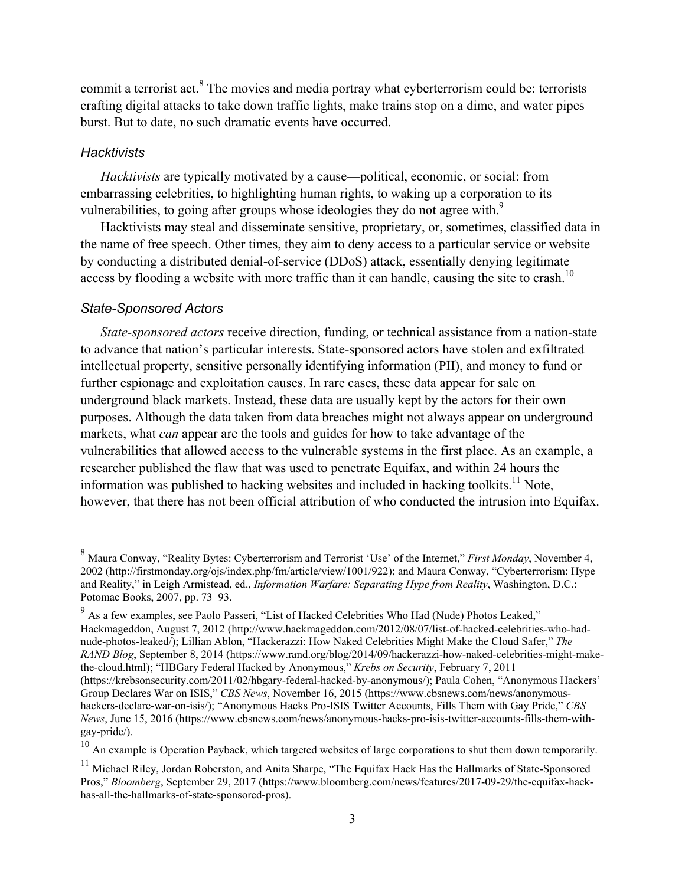commit a terrorist act.[8] The movies and media portray what cyberterrorism could be: terrorists crafting digital attacks to take down traffic lights, make trains stop on a dime, and water pipes burst. But to date, no such dramatic events have occurred.

### *Hacktivists*

*Hacktivists* are typically motivated by a cause—political, economic, or social: from embarrassing celebrities, to highlighting human rights, to waking up a corporation to its vulnerabilities, to going after groups whose ideologies they do not agree with.[9]

Hacktivists may steal and disseminate sensitive, proprietary, or, sometimes, classified data in the name of free speech. Other times, they aim to deny access to a particular service or website by conducting a distributed denial-of-service (DDoS) attack, essentially denying legitimate access by flooding a website with more traffic than it can handle, causing the site to crash.[10]

### *State-Sponsored Actors*

*State-sponsored actors* receive direction, funding, or technical assistance from a nation-state to advance that nation's particular interests. State-sponsored actors have stolen and exfiltrated intellectual property, sensitive personally identifying information (PII), and money to fund or further espionage and exploitation causes. In rare cases, these data appear for sale on underground black markets. Instead, these data are usually kept by the actors for their own purposes. Although the data taken from data breaches might not always appear on underground markets, what *can* appear are the tools and guides for how to take advantage of the vulnerabilities that allowed access to the vulnerable systems in the first place. As an example, a researcher published the flaw that was used to penetrate Equifax, and within 24 hours the information was published to hacking websites and included in hacking toolkits.[11] Note, however, that there has not been official attribution of who conducted the intrusion into Equifax.

---

[8] Maura Conway, "Reality Bytes: Cyberterrorism and Terrorist 'Use' of the Internet," *First Monday*, November 4, 2002 (http://firstmonday.org/ojs/index.php/fm/article/view/1001/922); and Maura Conway, "Cyberterrorism: Hype and Reality," in Leigh Armistead, ed., *Information Warfare: Separating Hype from Reality*, Washington, D.C.: Potomac Books, 2007, pp. 73–93.

[9] As a few examples, see Paolo Passeri, "List of Hacked Celebrities Who Had (Nude) Photos Leaked," Hackmageddon, August 7, 2012 (http://www.hackmageddon.com/2012/08/07/list-of-hacked-celebrities-who-had-nude-photos-leaked/); Lillian Ablon, "Hackerazzi: How Naked Celebrities Might Make the Cloud Safer," *The RAND Blog*, September 8, 2014 (https://www.rand.org/blog/2014/09/hackerazzi-how-naked-celebrities-might-make-the-cloud.html); "HBGary Federal Hacked by Anonymous," *Krebs on Security*, February 7, 2011 (https://krebsonsecurity.com/2011/02/hbgary-federal-hacked-by-anonymous/); Paula Cohen, "Anonymous Hackers' Group Declares War on ISIS," *CBS News*, November 16, 2015 (https://www.cbsnews.com/news/anonymous-hackers-declare-war-on-isis/); "Anonymous Hacks Pro-ISIS Twitter Accounts, Fills Them with Gay Pride," *CBS News*, June 15, 2016 (https://www.cbsnews.com/news/anonymous-hacks-pro-isis-twitter-accounts-fills-them-with-gay-pride/).

[10] An example is Operation Payback, which targeted websites of large corporations to shut them down temporarily.

[11] Michael Riley, Jordan Roberston, and Anita Sharpe, "The Equifax Hack Has the Hallmarks of State-Sponsored Pros," *Bloomberg*, September 29, 2017 (https://www.bloomberg.com/news/features/2017-09-29/the-equifax-hack-has-all-the-hallmarks-of-state-sponsored-pros).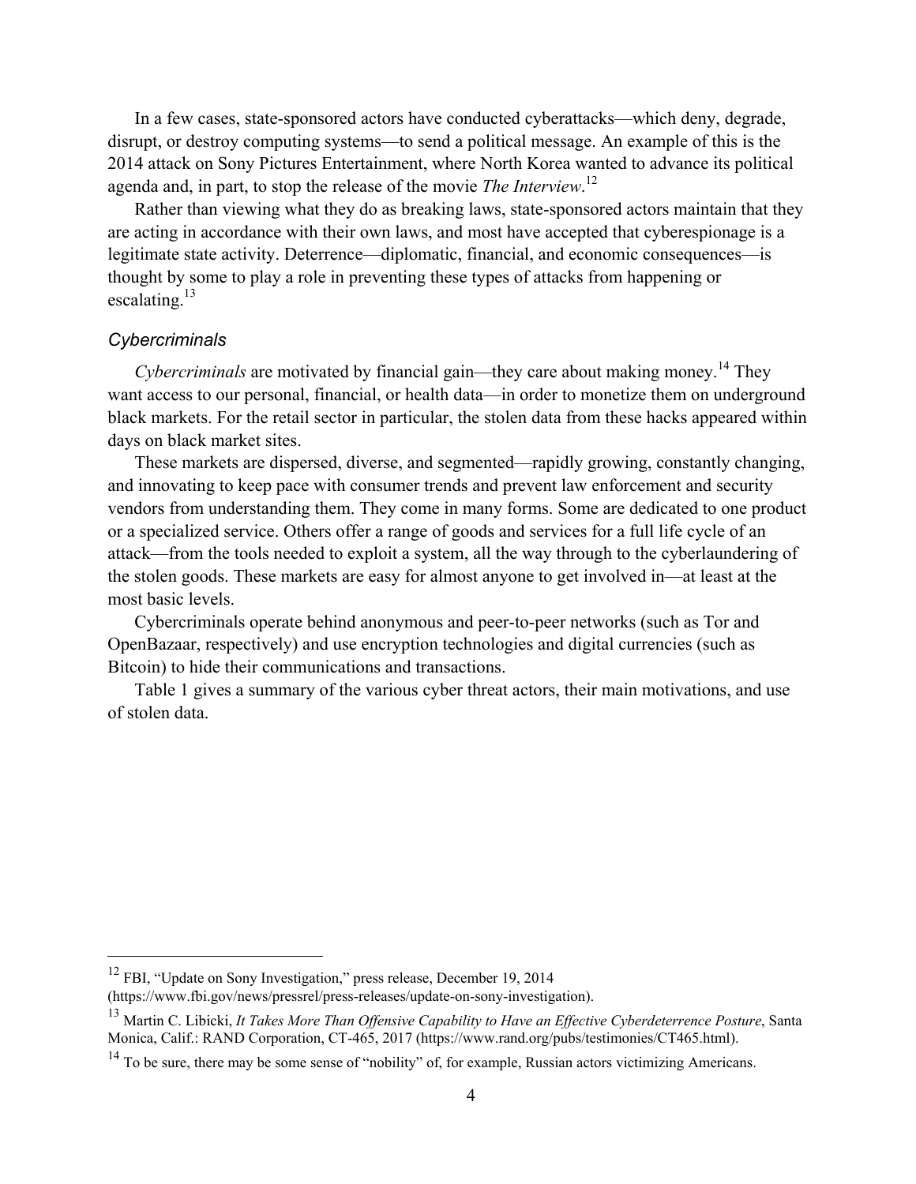In a few cases, state-sponsored actors have conducted cyberattacks—which deny, degrade, disrupt, or destroy computing systems—to send a political message. An example of this is the 2014 attack on Sony Pictures Entertainment, where North Korea wanted to advance its political agenda and, in part, to stop the release of the movie *The Interview*.[12]

Rather than viewing what they do as breaking laws, state-sponsored actors maintain that they are acting in accordance with their own laws, and most have accepted that cyberespionage is a legitimate state activity. Deterrence—diplomatic, financial, and economic consequences—is thought by some to play a role in preventing these types of attacks from happening or escalating.[13]

### *Cybercriminals*

*Cybercriminals* are motivated by financial gain—they care about making money.[14] They want access to our personal, financial, or health data—in order to monetize them on underground black markets. For the retail sector in particular, the stolen data from these hacks appeared within days on black market sites.

These markets are dispersed, diverse, and segmented—rapidly growing, constantly changing, and innovating to keep pace with consumer trends and prevent law enforcement and security vendors from understanding them. They come in many forms. Some are dedicated to one product or a specialized service. Others offer a range of goods and services for a full life cycle of an attack—from the tools needed to exploit a system, all the way through to the cyberlaundering of the stolen goods. These markets are easy for almost anyone to get involved in—at least at the most basic levels.

Cybercriminals operate behind anonymous and peer-to-peer networks (such as Tor and OpenBazaar, respectively) and use encryption technologies and digital currencies (such as Bitcoin) to hide their communications and transactions.

Table 1 gives a summary of the various cyber threat actors, their main motivations, and use of stolen data.

---

[12] FBI, "Update on Sony Investigation," press release, December 19, 2014 (https://www.fbi.gov/news/pressrel/press-releases/update-on-sony-investigation).

[13] Martin C. Libicki, *It Takes More Than Offensive Capability to Have an Effective Cyberdeterrence Posture*, Santa Monica, Calif.: RAND Corporation, CT-465, 2017 (https://www.rand.org/pubs/testimonies/CT465.html).

[14] To be sure, there may be some sense of "nobility" of, for example, Russian actors victimizing Americans.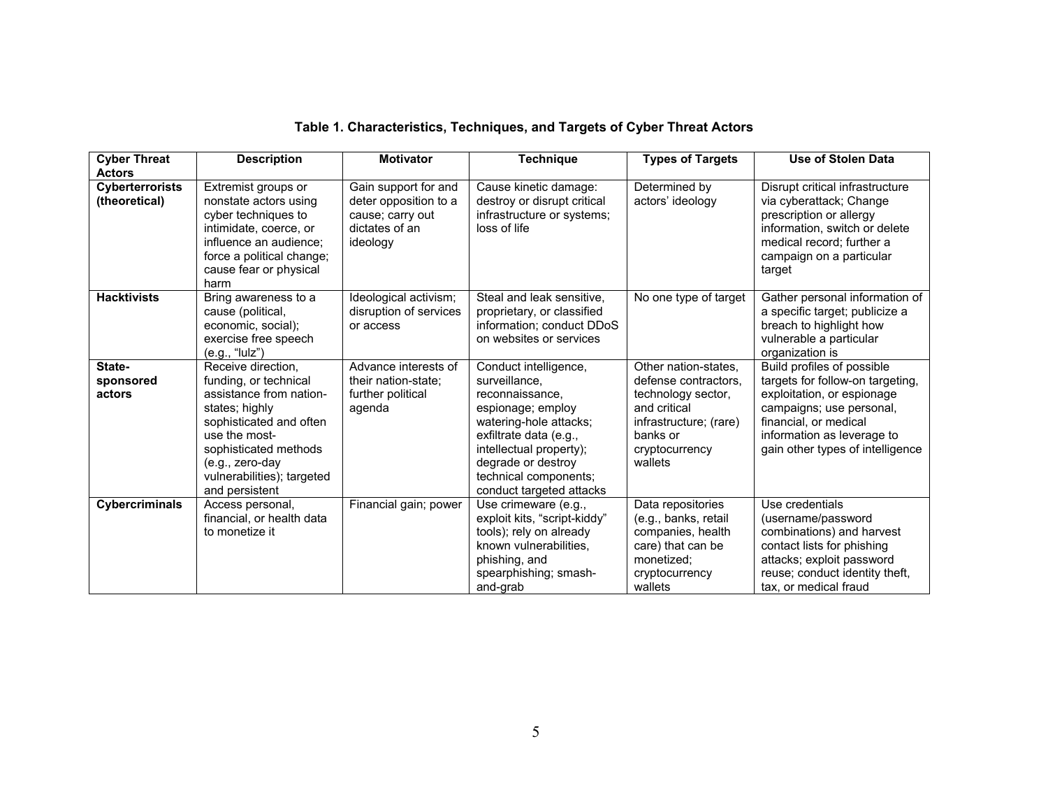**Table 1. Characteristics, Techniques, and Targets of Cyber Threat Actors**

| Cyber Threat Actors | Description | Motivator | Technique | Types of Targets | Use of Stolen Data |
|---|---|---|---|---|---|
| **Cyberterrorists (theoretical)** | Extremist groups or nonstate actors using cyber techniques to intimidate, coerce, or influence an audience; force a political change; cause fear or physical harm | Gain support for and deter opposition to a cause; carry out dictates of an ideology | Cause kinetic damage: destroy or disrupt critical infrastructure or systems; loss of life | Determined by actors' ideology | Disrupt critical infrastructure via cyberattack; Change prescription or allergy information, switch or delete medical record; further a campaign on a particular target |
| **Hacktivists** | Bring awareness to a cause (political, economic, social); exercise free speech (e.g., "lulz") | Ideological activism; disruption of services or access | Steal and leak sensitive, proprietary, or classified information; conduct DDoS on websites or services | No one type of target | Gather personal information of a specific target; publicize a breach to highlight how vulnerable a particular organization is |
| **State-sponsored actors** | Receive direction, funding, or technical assistance from nation-states; highly sophisticated and often use the most-sophisticated methods (e.g., zero-day vulnerabilities); targeted and persistent | Advance interests of their nation-state; further political agenda | Conduct intelligence, surveillance, reconnaissance, espionage; employ watering-hole attacks; exfiltrate data (e.g., intellectual property); degrade or destroy technical components; conduct targeted attacks | Other nation-states, defense contractors, technology sector, and critical infrastructure; (rare) banks or cryptocurrency wallets | Build profiles of possible targets for follow-on targeting, exploitation, or espionage campaigns; use personal, financial, or medical information as leverage to gain other types of intelligence |
| **Cybercriminals** | Access personal, financial, or health data to monetize it | Financial gain; power | Use crimeware (e.g., exploit kits, "script-kiddy" tools); rely on already known vulnerabilities, phishing, and spearphishing; smash-and-grab | Data repositories (e.g., banks, retail companies, health care) that can be monetized; cryptocurrency wallets | Use credentials (username/password combinations) and harvest contact lists for phishing attacks; exploit password reuse; conduct identity theft, tax, or medical fraud |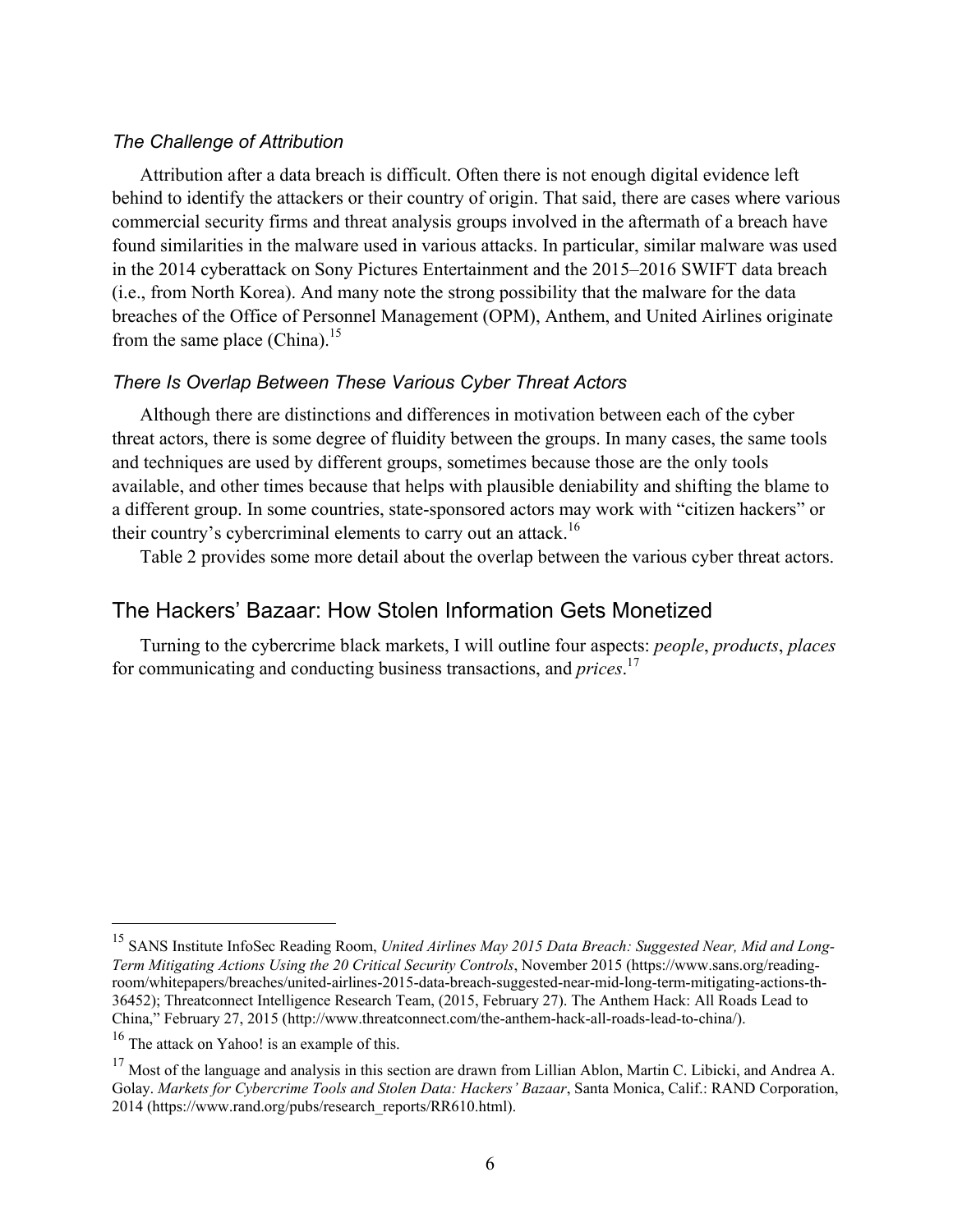### *The Challenge of Attribution*

Attribution after a data breach is difficult. Often there is not enough digital evidence left behind to identify the attackers or their country of origin. That said, there are cases where various commercial security firms and threat analysis groups involved in the aftermath of a breach have found similarities in the malware used in various attacks. In particular, similar malware was used in the 2014 cyberattack on Sony Pictures Entertainment and the 2015–2016 SWIFT data breach (i.e., from North Korea). And many note the strong possibility that the malware for the data breaches of the Office of Personnel Management (OPM), Anthem, and United Airlines originate from the same place (China).[15]

### *There Is Overlap Between These Various Cyber Threat Actors*

Although there are distinctions and differences in motivation between each of the cyber threat actors, there is some degree of fluidity between the groups. In many cases, the same tools and techniques are used by different groups, sometimes because those are the only tools available, and other times because that helps with plausible deniability and shifting the blame to a different group. In some countries, state-sponsored actors may work with "citizen hackers" or their country's cybercriminal elements to carry out an attack.[16]

Table 2 provides some more detail about the overlap between the various cyber threat actors.

## The Hackers' Bazaar: How Stolen Information Gets Monetized

Turning to the cybercrime black markets, I will outline four aspects: *people*, *products*, *places* for communicating and conducting business transactions, and *prices*.[17]

---

[15] SANS Institute InfoSec Reading Room, *United Airlines May 2015 Data Breach: Suggested Near, Mid and Long-Term Mitigating Actions Using the 20 Critical Security Controls*, November 2015 (https://www.sans.org/reading-room/whitepapers/breaches/united-airlines-2015-data-breach-suggested-near-mid-long-term-mitigating-actions-th-36452); Threatconnect Intelligence Research Team, (2015, February 27). The Anthem Hack: All Roads Lead to China," February 27, 2015 (http://www.threatconnect.com/the-anthem-hack-all-roads-lead-to-china/).

[16] The attack on Yahoo! is an example of this.

[17] Most of the language and analysis in this section are drawn from Lillian Ablon, Martin C. Libicki, and Andrea A. Golay. *Markets for Cybercrime Tools and Stolen Data: Hackers' Bazaar*, Santa Monica, Calif.: RAND Corporation, 2014 (https://www.rand.org/pubs/research_reports/RR610.html).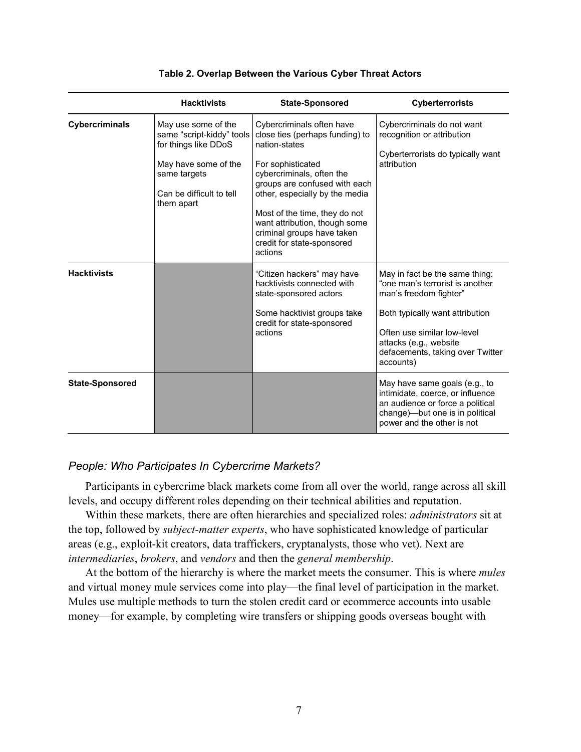**Table 2. Overlap Between the Various Cyber Threat Actors**

| | Hacktivists | State-Sponsored | Cyberterrorists |
|---|---|---|---|
| **Cybercriminals** | May use some of the same "script-kiddy" tools for things like DDoS<br><br>May have some of the same targets<br><br>Can be difficult to tell them apart | Cybercriminals often have close ties (perhaps funding) to nation-states<br><br>For sophisticated cybercriminals, often the groups are confused with each other, especially by the media<br><br>Most of the time, they do not want attribution, though some criminal groups have taken credit for state-sponsored actions | Cybercriminals do not want recognition or attribution<br><br>Cyberterrorists do typically want attribution |
| **Hacktivists** | | "Citizen hackers" may have hacktivists connected with state-sponsored actors<br><br>Some hacktivist groups take credit for state-sponsored actions | May in fact be the same thing: "one man's terrorist is another man's freedom fighter"<br><br>Both typically want attribution<br><br>Often use similar low-level attacks (e.g., website defacements, taking over Twitter accounts) |
| **State-Sponsored** | | | May have same goals (e.g., to intimidate, coerce, or influence an audience or force a political change)—but one is in political power and the other is not |

### *People: Who Participates In Cybercrime Markets?*

Participants in cybercrime black markets come from all over the world, range across all skill levels, and occupy different roles depending on their technical abilities and reputation.

Within these markets, there are often hierarchies and specialized roles: *administrators* sit at the top, followed by *subject-matter experts*, who have sophisticated knowledge of particular areas (e.g., exploit-kit creators, data traffickers, cryptanalysts, those who vet). Next are *intermediaries*, *brokers*, and *vendors* and then the *general membership*.

At the bottom of the hierarchy is where the market meets the consumer. This is where *mules* and virtual money mule services come into play—the final level of participation in the market. Mules use multiple methods to turn the stolen credit card or ecommerce accounts into usable money—for example, by completing wire transfers or shipping goods overseas bought with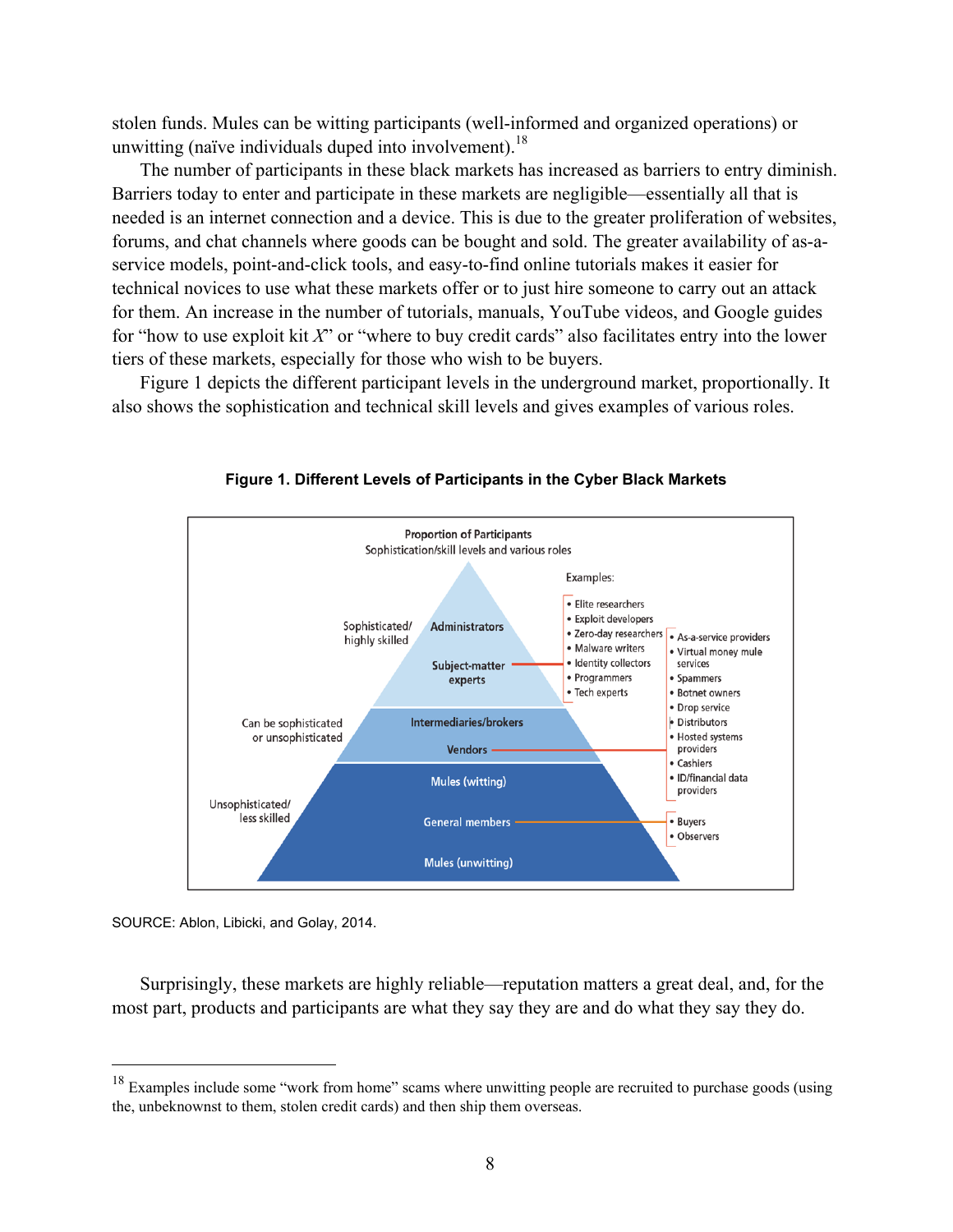stolen funds. Mules can be witting participants (well-informed and organized operations) or unwitting (naïve individuals duped into involvement).[18]

The number of participants in these black markets has increased as barriers to entry diminish. Barriers today to enter and participate in these markets are negligible—essentially all that is needed is an internet connection and a device. This is due to the greater proliferation of websites, forums, and chat channels where goods can be bought and sold. The greater availability of as-a-service models, point-and-click tools, and easy-to-find online tutorials makes it easier for technical novices to use what these markets offer or to just hire someone to carry out an attack for them. An increase in the number of tutorials, manuals, YouTube videos, and Google guides for "how to use exploit kit *X*" or "where to buy credit cards" also facilitates entry into the lower tiers of these markets, especially for those who wish to be buyers.

Figure 1 depicts the different participant levels in the underground market, proportionally. It also shows the sophistication and technical skill levels and gives examples of various roles.

**Figure 1. Different Levels of Participants in the Cyber Black Markets**

Proportion of Participants
Sophistication/skill levels and various roles

| Skill level | Participants | Examples |
|---|---|---|
| Sophisticated/highly skilled | Administrators; Subject-matter experts | • Elite researchers • Exploit developers • Zero-day researchers • Malware writers • Identity collectors • Programmers • Tech experts |
| Can be sophisticated or unsophisticated | Intermediaries/brokers; Vendors | • As-a-service providers • Virtual money mule services • Spammers • Botnet owners • Drop service • Distributors • Hosted systems providers • Cashiers • ID/financial data providers |
| Unsophisticated/less skilled | Mules (witting); General members; Mules (unwitting) | • Buyers • Observers |

SOURCE: Ablon, Libicki, and Golay, 2014.

Surprisingly, these markets are highly reliable—reputation matters a great deal, and, for the most part, products and participants are what they say they are and do what they say they do.

---

[18] Examples include some "work from home" scams where unwitting people are recruited to purchase goods (using the, unbeknownst to them, stolen credit cards) and then ship them overseas.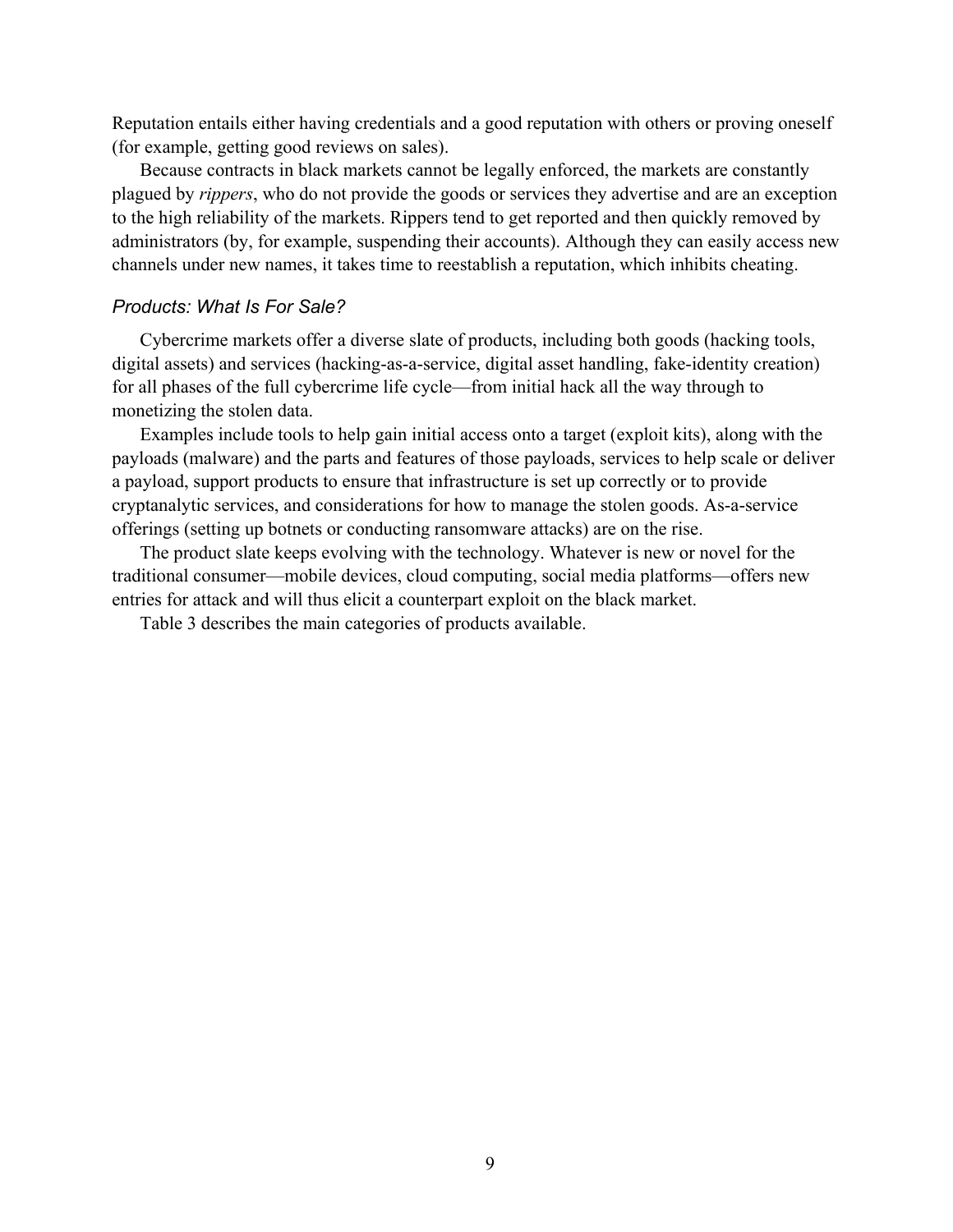Reputation entails either having credentials and a good reputation with others or proving oneself (for example, getting good reviews on sales).

Because contracts in black markets cannot be legally enforced, the markets are constantly plagued by *rippers*, who do not provide the goods or services they advertise and are an exception to the high reliability of the markets. Rippers tend to get reported and then quickly removed by administrators (by, for example, suspending their accounts). Although they can easily access new channels under new names, it takes time to reestablish a reputation, which inhibits cheating.

### *Products: What Is For Sale?*

Cybercrime markets offer a diverse slate of products, including both goods (hacking tools, digital assets) and services (hacking-as-a-service, digital asset handling, fake-identity creation) for all phases of the full cybercrime life cycle—from initial hack all the way through to monetizing the stolen data.

Examples include tools to help gain initial access onto a target (exploit kits), along with the payloads (malware) and the parts and features of those payloads, services to help scale or deliver a payload, support products to ensure that infrastructure is set up correctly or to provide cryptanalytic services, and considerations for how to manage the stolen goods. As-a-service offerings (setting up botnets or conducting ransomware attacks) are on the rise.

The product slate keeps evolving with the technology. Whatever is new or novel for the traditional consumer—mobile devices, cloud computing, social media platforms—offers new entries for attack and will thus elicit a counterpart exploit on the black market.

Table 3 describes the main categories of products available.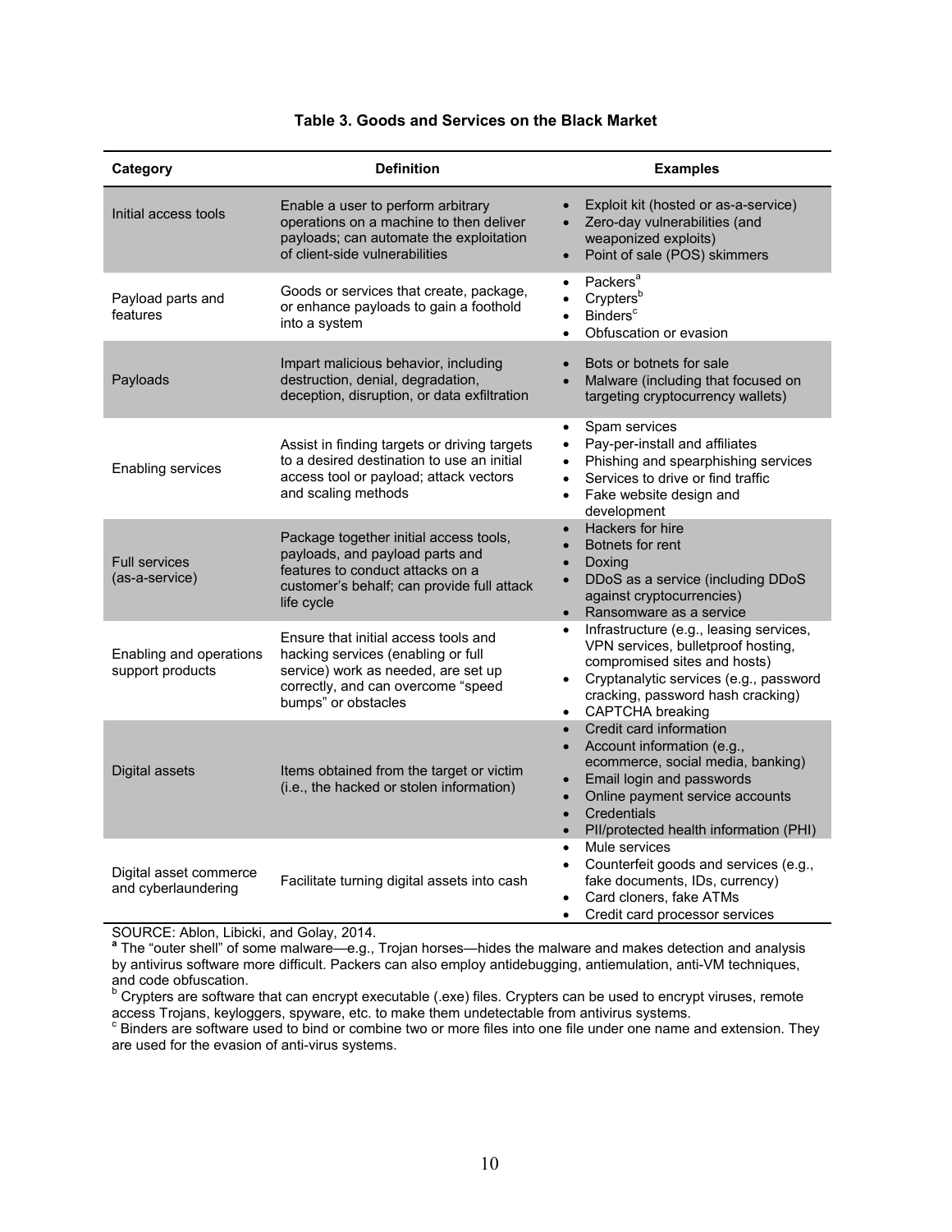**Table 3. Goods and Services on the Black Market**

| Category | Definition | Examples |
|---|---|---|
| Initial access tools | Enable a user to perform arbitrary operations on a machine to then deliver payloads; can automate the exploitation of client-side vulnerabilities | • Exploit kit (hosted or as-a-service)<br>• Zero-day vulnerabilities (and weaponized exploits)<br>• Point of sale (POS) skimmers |
| Payload parts and features | Goods or services that create, package, or enhance payloads to gain a foothold into a system | • Packers[a]<br>• Crypters[b]<br>• Binders[c]<br>• Obfuscation or evasion |
| Payloads | Impart malicious behavior, including destruction, denial, degradation, deception, disruption, or data exfiltration | • Bots or botnets for sale<br>• Malware (including that focused on targeting cryptocurrency wallets) |
| Enabling services | Assist in finding targets or driving targets to a desired destination to use an initial access tool or payload; attack vectors and scaling methods | • Spam services<br>• Pay-per-install and affiliates<br>• Phishing and spearphishing services<br>• Services to drive or find traffic<br>• Fake website design and development |
| Full services (as-a-service) | Package together initial access tools, payloads, and payload parts and features to conduct attacks on a customer's behalf; can provide full attack life cycle | • Hackers for hire<br>• Botnets for rent<br>• Doxing<br>• DDoS as a service (including DDoS against cryptocurrencies)<br>• Ransomware as a service |
| Enabling and operations support products | Ensure that initial access tools and hacking services (enabling or full service) work as needed, are set up correctly, and can overcome "speed bumps" or obstacles | • Infrastructure (e.g., leasing services, VPN services, bulletproof hosting, compromised sites and hosts)<br>• Cryptanalytic services (e.g., password cracking, password hash cracking)<br>• CAPTCHA breaking |
| Digital assets | Items obtained from the target or victim (i.e., the hacked or stolen information) | • Credit card information<br>• Account information (e.g., ecommerce, social media, banking)<br>• Email login and passwords<br>• Online payment service accounts<br>• Credentials<br>• PII/protected health information (PHI) |
| Digital asset commerce and cyberlaundering | Facilitate turning digital assets into cash | • Mule services<br>• Counterfeit goods and services (e.g., fake documents, IDs, currency)<br>• Card cloners, fake ATMs<br>• Credit card processor services |

SOURCE: Ablon, Libicki, and Golay, 2014.

[a] The "outer shell" of some malware—e.g., Trojan horses—hides the malware and makes detection and analysis by antivirus software more difficult. Packers can also employ antidebugging, antiemulation, anti-VM techniques, and code obfuscation.

[b] Crypters are software that can encrypt executable (.exe) files. Crypters can be used to encrypt viruses, remote access Trojans, keyloggers, spyware, etc. to make them undetectable from antivirus systems.

[c] Binders are software used to bind or combine two or more files into one file under one name and extension. They are used for the evasion of anti-virus systems.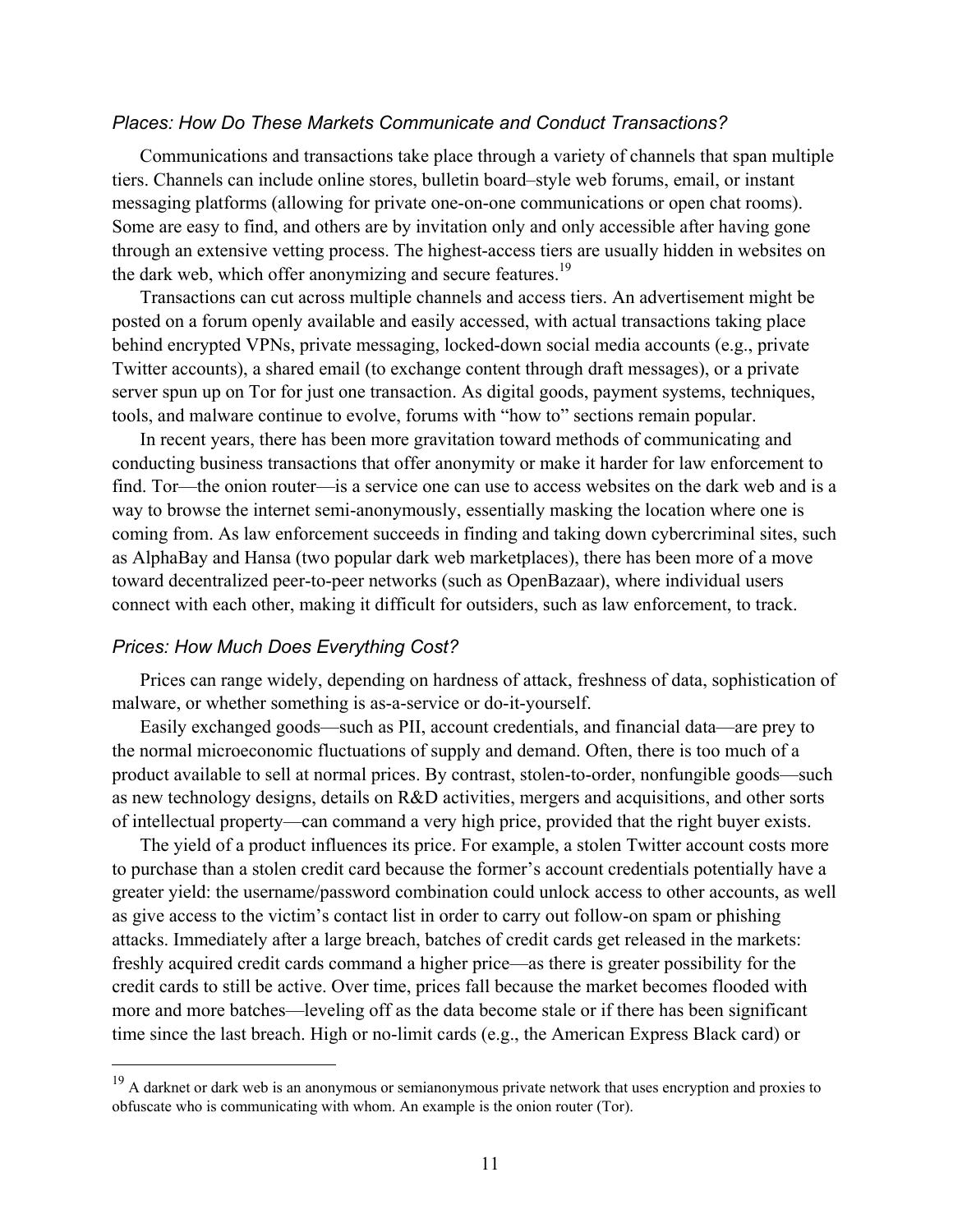### *Places: How Do These Markets Communicate and Conduct Transactions?*

Communications and transactions take place through a variety of channels that span multiple tiers. Channels can include online stores, bulletin board–style web forums, email, or instant messaging platforms (allowing for private one-on-one communications or open chat rooms). Some are easy to find, and others are by invitation only and only accessible after having gone through an extensive vetting process. The highest-access tiers are usually hidden in websites on the dark web, which offer anonymizing and secure features.[19]

Transactions can cut across multiple channels and access tiers. An advertisement might be posted on a forum openly available and easily accessed, with actual transactions taking place behind encrypted VPNs, private messaging, locked-down social media accounts (e.g., private Twitter accounts), a shared email (to exchange content through draft messages), or a private server spun up on Tor for just one transaction. As digital goods, payment systems, techniques, tools, and malware continue to evolve, forums with "how to" sections remain popular.

In recent years, there has been more gravitation toward methods of communicating and conducting business transactions that offer anonymity or make it harder for law enforcement to find. Tor—the onion router—is a service one can use to access websites on the dark web and is a way to browse the internet semi-anonymously, essentially masking the location where one is coming from. As law enforcement succeeds in finding and taking down cybercriminal sites, such as AlphaBay and Hansa (two popular dark web marketplaces), there has been more of a move toward decentralized peer-to-peer networks (such as OpenBazaar), where individual users connect with each other, making it difficult for outsiders, such as law enforcement, to track.

### *Prices: How Much Does Everything Cost?*

Prices can range widely, depending on hardness of attack, freshness of data, sophistication of malware, or whether something is as-a-service or do-it-yourself.

Easily exchanged goods—such as PII, account credentials, and financial data—are prey to the normal microeconomic fluctuations of supply and demand. Often, there is too much of a product available to sell at normal prices. By contrast, stolen-to-order, nonfungible goods—such as new technology designs, details on R&D activities, mergers and acquisitions, and other sorts of intellectual property—can command a very high price, provided that the right buyer exists.

The yield of a product influences its price. For example, a stolen Twitter account costs more to purchase than a stolen credit card because the former's account credentials potentially have a greater yield: the username/password combination could unlock access to other accounts, as well as give access to the victim's contact list in order to carry out follow-on spam or phishing attacks. Immediately after a large breach, batches of credit cards get released in the markets: freshly acquired credit cards command a higher price—as there is greater possibility for the credit cards to still be active. Over time, prices fall because the market becomes flooded with more and more batches—leveling off as the data become stale or if there has been significant time since the last breach. High or no-limit cards (e.g., the American Express Black card) or

---

[19] A darknet or dark web is an anonymous or semianonymous private network that uses encryption and proxies to obfuscate who is communicating with whom. An example is the onion router (Tor).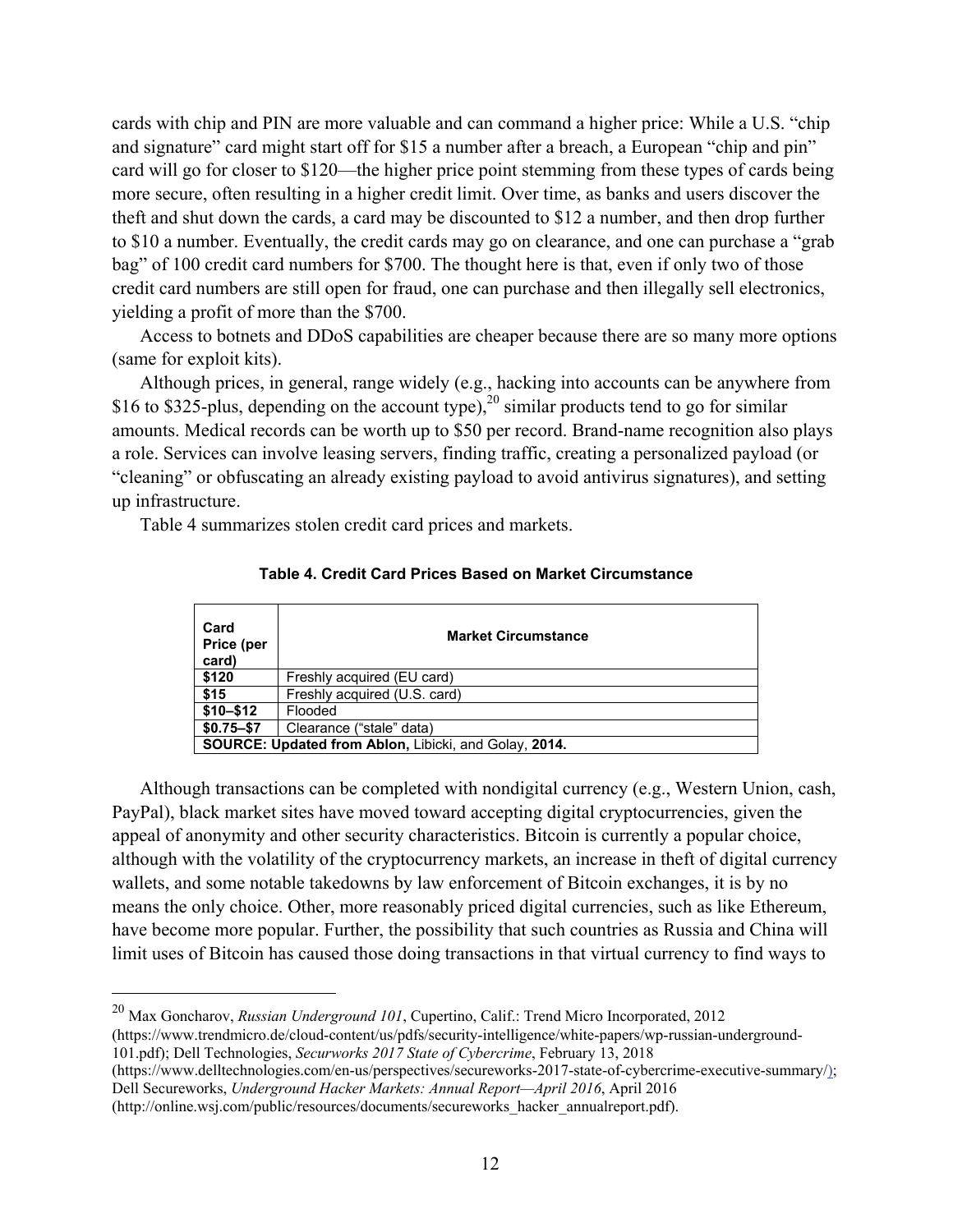cards with chip and PIN are more valuable and can command a higher price: While a U.S. "chip and signature" card might start off for $15 a number after a breach, a European "chip and pin" card will go for closer to $120—the higher price point stemming from these types of cards being more secure, often resulting in a higher credit limit. Over time, as banks and users discover the theft and shut down the cards, a card may be discounted to $12 a number, and then drop further to $10 a number. Eventually, the credit cards may go on clearance, and one can purchase a "grab bag" of 100 credit card numbers for $700. The thought here is that, even if only two of those credit card numbers are still open for fraud, one can purchase and then illegally sell electronics, yielding a profit of more than the $700.

Access to botnets and DDoS capabilities are cheaper because there are so many more options (same for exploit kits).

Although prices, in general, range widely (e.g., hacking into accounts can be anywhere from $16 to $325-plus, depending on the account type),[20] similar products tend to go for similar amounts. Medical records can be worth up to $50 per record. Brand-name recognition also plays a role. Services can involve leasing servers, finding traffic, creating a personalized payload (or "cleaning" or obfuscating an already existing payload to avoid antivirus signatures), and setting up infrastructure.

Table 4 summarizes stolen credit card prices and markets.

**Table 4. Credit Card Prices Based on Market Circumstance**

| Card Price (per card) | Market Circumstance |
|---|---|
| **$120** | Freshly acquired (EU card) |
| **$15** | Freshly acquired (U.S. card) |
| **$10–$12** | Flooded |
| **$0.75–$7** | Clearance ("stale" data) |
| **SOURCE: Updated from Ablon,** Libicki, and Golay, **2014.** | |

Although transactions can be completed with nondigital currency (e.g., Western Union, cash, PayPal), black market sites have moved toward accepting digital cryptocurrencies, given the appeal of anonymity and other security characteristics. Bitcoin is currently a popular choice, although with the volatility of the cryptocurrency markets, an increase in theft of digital currency wallets, and some notable takedowns by law enforcement of Bitcoin exchanges, it is by no means the only choice. Other, more reasonably priced digital currencies, such as like Ethereum, have become more popular. Further, the possibility that such countries as Russia and China will limit uses of Bitcoin has caused those doing transactions in that virtual currency to find ways to

---

[20] Max Goncharov, *Russian Underground 101*, Cupertino, Calif.: Trend Micro Incorporated, 2012 (https://www.trendmicro.de/cloud-content/us/pdfs/security-intelligence/white-papers/wp-russian-underground-101.pdf); Dell Technologies, *Securworks 2017 State of Cybercrime*, February 13, 2018 (https://www.delltechnologies.com/en-us/perspectives/secureworks-2017-state-of-cybercrime-executive-summary/); Dell Secureworks, *Underground Hacker Markets: Annual Report—April 2016*, April 2016 (http://online.wsj.com/public/resources/documents/secureworks_hacker_annualreport.pdf).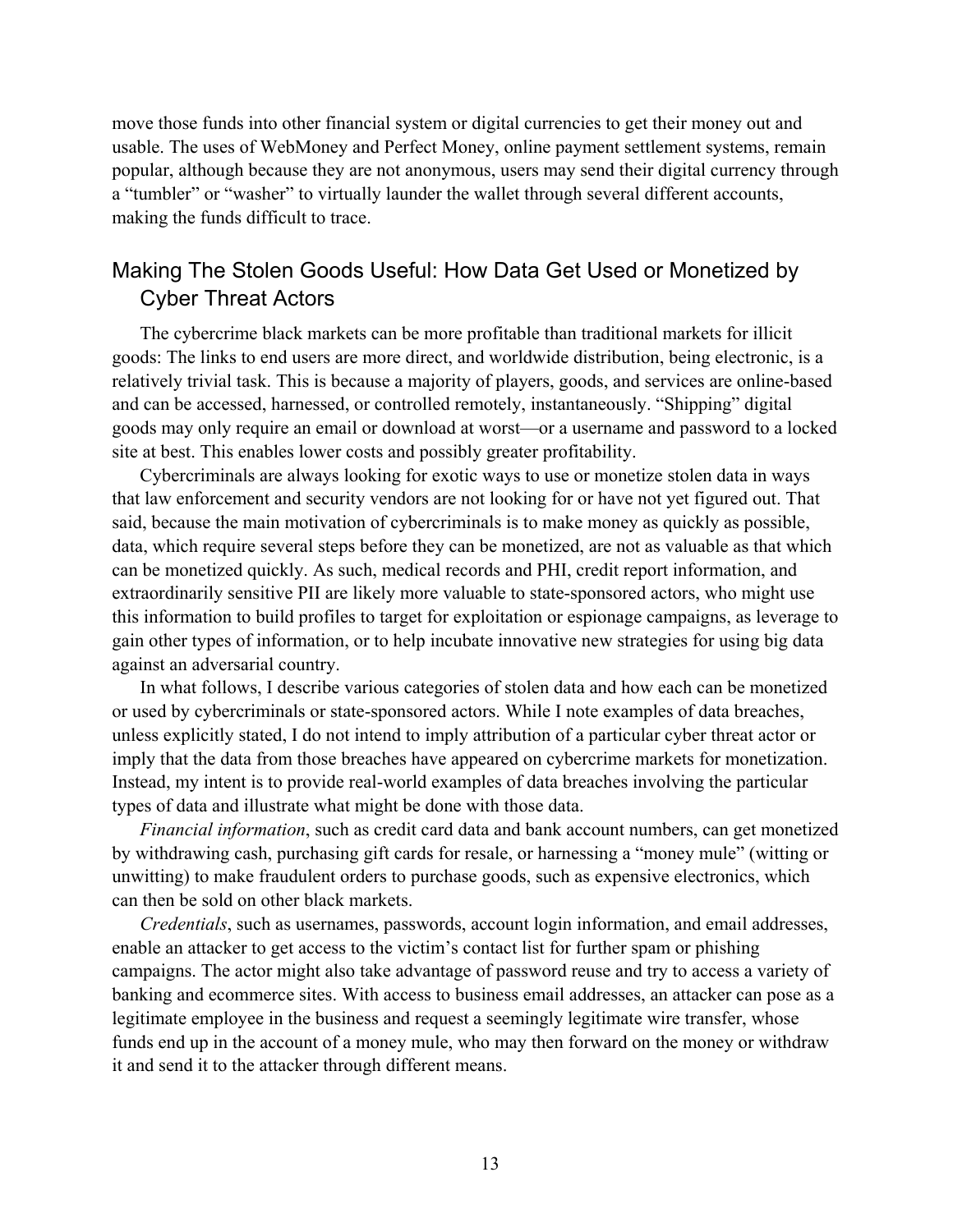move those funds into other financial system or digital currencies to get their money out and usable. The uses of WebMoney and Perfect Money, online payment settlement systems, remain popular, although because they are not anonymous, users may send their digital currency through a "tumbler" or "washer" to virtually launder the wallet through several different accounts, making the funds difficult to trace.

## Making The Stolen Goods Useful: How Data Get Used or Monetized by Cyber Threat Actors

The cybercrime black markets can be more profitable than traditional markets for illicit goods: The links to end users are more direct, and worldwide distribution, being electronic, is a relatively trivial task. This is because a majority of players, goods, and services are online-based and can be accessed, harnessed, or controlled remotely, instantaneously. "Shipping" digital goods may only require an email or download at worst—or a username and password to a locked site at best. This enables lower costs and possibly greater profitability.

Cybercriminals are always looking for exotic ways to use or monetize stolen data in ways that law enforcement and security vendors are not looking for or have not yet figured out. That said, because the main motivation of cybercriminals is to make money as quickly as possible, data, which require several steps before they can be monetized, are not as valuable as that which can be monetized quickly. As such, medical records and PHI, credit report information, and extraordinarily sensitive PII are likely more valuable to state-sponsored actors, who might use this information to build profiles to target for exploitation or espionage campaigns, as leverage to gain other types of information, or to help incubate innovative new strategies for using big data against an adversarial country.

In what follows, I describe various categories of stolen data and how each can be monetized or used by cybercriminals or state-sponsored actors. While I note examples of data breaches, unless explicitly stated, I do not intend to imply attribution of a particular cyber threat actor or imply that the data from those breaches have appeared on cybercrime markets for monetization. Instead, my intent is to provide real-world examples of data breaches involving the particular types of data and illustrate what might be done with those data.

*Financial information*, such as credit card data and bank account numbers, can get monetized by withdrawing cash, purchasing gift cards for resale, or harnessing a "money mule" (witting or unwitting) to make fraudulent orders to purchase goods, such as expensive electronics, which can then be sold on other black markets.

*Credentials*, such as usernames, passwords, account login information, and email addresses, enable an attacker to get access to the victim's contact list for further spam or phishing campaigns. The actor might also take advantage of password reuse and try to access a variety of banking and ecommerce sites. With access to business email addresses, an attacker can pose as a legitimate employee in the business and request a seemingly legitimate wire transfer, whose funds end up in the account of a money mule, who may then forward on the money or withdraw it and send it to the attacker through different means.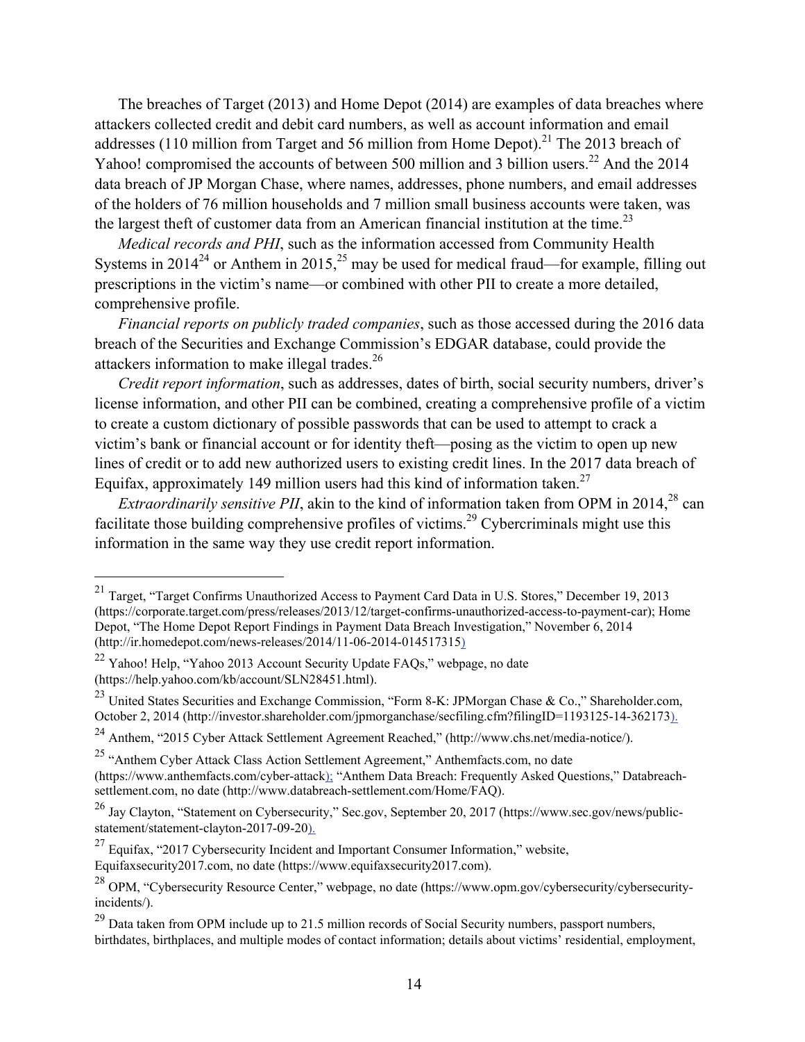The breaches of Target (2013) and Home Depot (2014) are examples of data breaches where attackers collected credit and debit card numbers, as well as account information and email addresses (110 million from Target and 56 million from Home Depot).[21] The 2013 breach of Yahoo! compromised the accounts of between 500 million and 3 billion users.[22] And the 2014 data breach of JP Morgan Chase, where names, addresses, phone numbers, and email addresses of the holders of 76 million households and 7 million small business accounts were taken, was the largest theft of customer data from an American financial institution at the time.[23]

*Medical records and PHI*, such as the information accessed from Community Health Systems in 2014[24] or Anthem in 2015,[25] may be used for medical fraud—for example, filling out prescriptions in the victim's name—or combined with other PII to create a more detailed, comprehensive profile.

*Financial reports on publicly traded companies*, such as those accessed during the 2016 data breach of the Securities and Exchange Commission's EDGAR database, could provide the attackers information to make illegal trades.[26]

*Credit report information*, such as addresses, dates of birth, social security numbers, driver's license information, and other PII can be combined, creating a comprehensive profile of a victim to create a custom dictionary of possible passwords that can be used to attempt to crack a victim's bank or financial account or for identity theft—posing as the victim to open up new lines of credit or to add new authorized users to existing credit lines. In the 2017 data breach of Equifax, approximately 149 million users had this kind of information taken.[27]

*Extraordinarily sensitive PII*, akin to the kind of information taken from OPM in 2014,[28] can facilitate those building comprehensive profiles of victims.[29] Cybercriminals might use this information in the same way they use credit report information.

---

[21] Target, "Target Confirms Unauthorized Access to Payment Card Data in U.S. Stores," December 19, 2013 (https://corporate.target.com/press/releases/2013/12/target-confirms-unauthorized-access-to-payment-car); Home Depot, "The Home Depot Report Findings in Payment Data Breach Investigation," November 6, 2014 (http://ir.homedepot.com/news-releases/2014/11-06-2014-014517315)

[22] Yahoo! Help, "Yahoo 2013 Account Security Update FAQs," webpage, no date (https://help.yahoo.com/kb/account/SLN28451.html).

[23] United States Securities and Exchange Commission, "Form 8-K: JPMorgan Chase & Co.," Shareholder.com, October 2, 2014 (http://investor.shareholder.com/jpmorganchase/secfiling.cfm?filingID=1193125-14-362173).

[24] Anthem, "2015 Cyber Attack Settlement Agreement Reached," (http://www.chs.net/media-notice/).

[25] "Anthem Cyber Attack Class Action Settlement Agreement," Anthemfacts.com, no date (https://www.anthemfacts.com/cyber-attack); "Anthem Data Breach: Frequently Asked Questions," Databreach-settlement.com, no date (http://www.databreach-settlement.com/Home/FAQ).

[26] Jay Clayton, "Statement on Cybersecurity," Sec.gov, September 20, 2017 (https://www.sec.gov/news/public-statement/statement-clayton-2017-09-20).

[27] Equifax, "2017 Cybersecurity Incident and Important Consumer Information," website, Equifaxsecurity2017.com, no date (https://www.equifaxsecurity2017.com).

[28] OPM, "Cybersecurity Resource Center," webpage, no date (https://www.opm.gov/cybersecurity/cybersecurity-incidents/).

[29] Data taken from OPM include up to 21.5 million records of Social Security numbers, passport numbers, birthdates, birthplaces, and multiple modes of contact information; details about victims' residential, employment,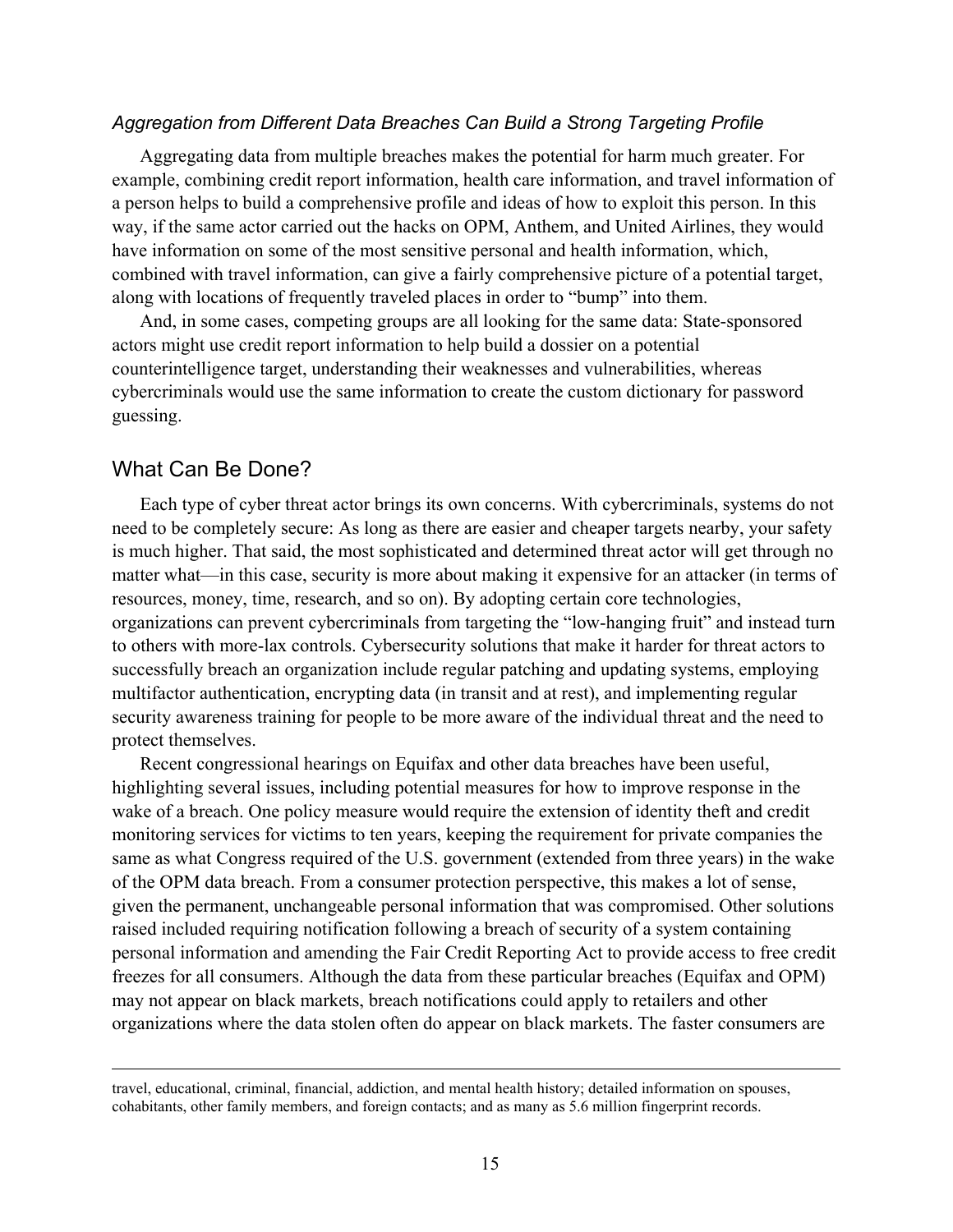*Aggregation from Different Data Breaches Can Build a Strong Targeting Profile*

Aggregating data from multiple breaches makes the potential for harm much greater. For example, combining credit report information, health care information, and travel information of a person helps to build a comprehensive profile and ideas of how to exploit this person. In this way, if the same actor carried out the hacks on OPM, Anthem, and United Airlines, they would have information on some of the most sensitive personal and health information, which, combined with travel information, can give a fairly comprehensive picture of a potential target, along with locations of frequently traveled places in order to "bump" into them.

And, in some cases, competing groups are all looking for the same data: State-sponsored actors might use credit report information to help build a dossier on a potential counterintelligence target, understanding their weaknesses and vulnerabilities, whereas cybercriminals would use the same information to create the custom dictionary for password guessing.

## What Can Be Done?

Each type of cyber threat actor brings its own concerns. With cybercriminals, systems do not need to be completely secure: As long as there are easier and cheaper targets nearby, your safety is much higher. That said, the most sophisticated and determined threat actor will get through no matter what—in this case, security is more about making it expensive for an attacker (in terms of resources, money, time, research, and so on). By adopting certain core technologies, organizations can prevent cybercriminals from targeting the "low-hanging fruit" and instead turn to others with more-lax controls. Cybersecurity solutions that make it harder for threat actors to successfully breach an organization include regular patching and updating systems, employing multifactor authentication, encrypting data (in transit and at rest), and implementing regular security awareness training for people to be more aware of the individual threat and the need to protect themselves.

Recent congressional hearings on Equifax and other data breaches have been useful, highlighting several issues, including potential measures for how to improve response in the wake of a breach. One policy measure would require the extension of identity theft and credit monitoring services for victims to ten years, keeping the requirement for private companies the same as what Congress required of the U.S. government (extended from three years) in the wake of the OPM data breach. From a consumer protection perspective, this makes a lot of sense, given the permanent, unchangeable personal information that was compromised. Other solutions raised included requiring notification following a breach of security of a system containing personal information and amending the Fair Credit Reporting Act to provide access to free credit freezes for all consumers. Although the data from these particular breaches (Equifax and OPM) may not appear on black markets, breach notifications could apply to retailers and other organizations where the data stolen often do appear on black markets. The faster consumers are

---

travel, educational, criminal, financial, addiction, and mental health history; detailed information on spouses, cohabitants, other family members, and foreign contacts; and as many as 5.6 million fingerprint records.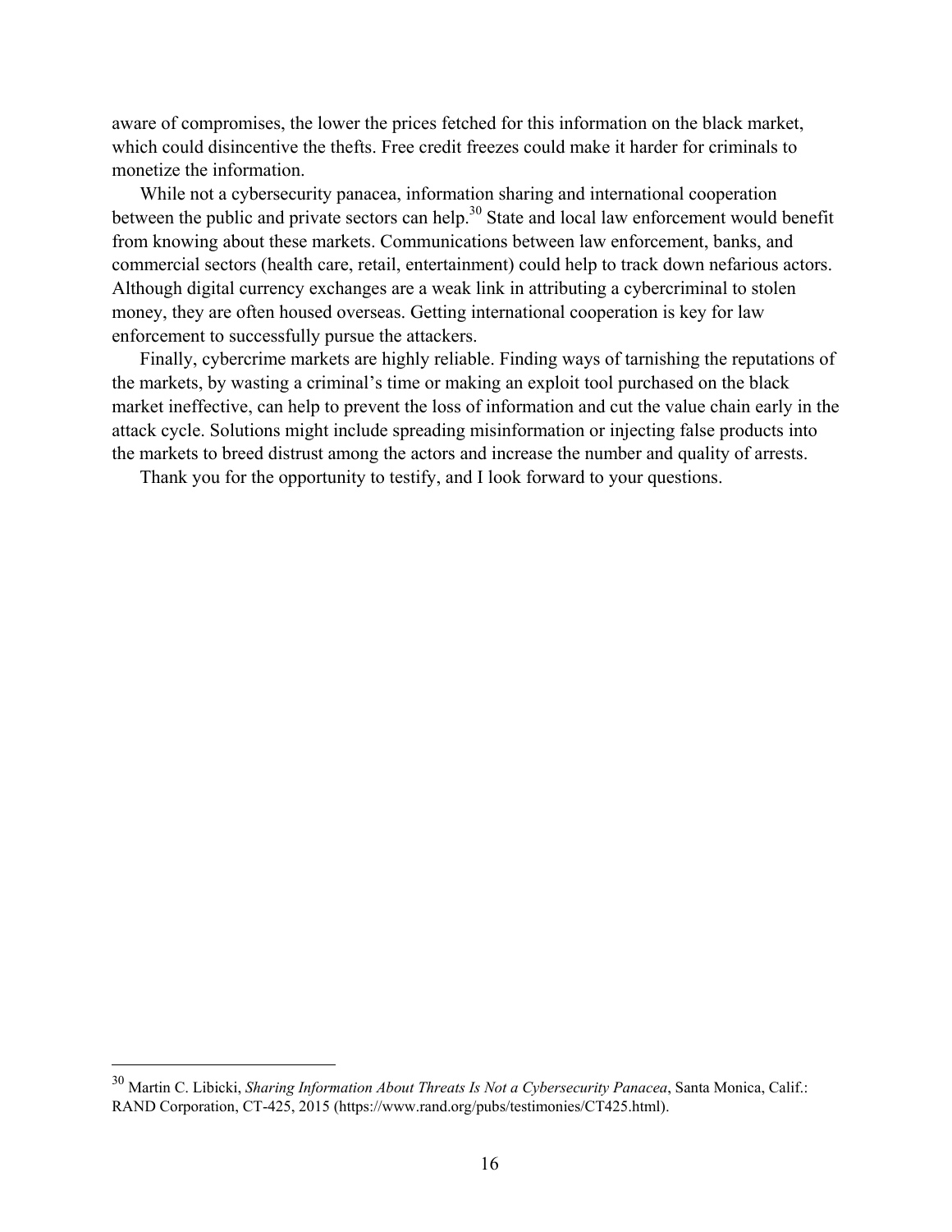aware of compromises, the lower the prices fetched for this information on the black market, which could disincentive the thefts. Free credit freezes could make it harder for criminals to monetize the information.

While not a cybersecurity panacea, information sharing and international cooperation between the public and private sectors can help.[30] State and local law enforcement would benefit from knowing about these markets. Communications between law enforcement, banks, and commercial sectors (health care, retail, entertainment) could help to track down nefarious actors. Although digital currency exchanges are a weak link in attributing a cybercriminal to stolen money, they are often housed overseas. Getting international cooperation is key for law enforcement to successfully pursue the attackers.

Finally, cybercrime markets are highly reliable. Finding ways of tarnishing the reputations of the markets, by wasting a criminal's time or making an exploit tool purchased on the black market ineffective, can help to prevent the loss of information and cut the value chain early in the attack cycle. Solutions might include spreading misinformation or injecting false products into the markets to breed distrust among the actors and increase the number and quality of arrests.

Thank you for the opportunity to testify, and I look forward to your questions.

---

[30] Martin C. Libicki, *Sharing Information About Threats Is Not a Cybersecurity Panacea*, Santa Monica, Calif.: RAND Corporation, CT-425, 2015 (https://www.rand.org/pubs/testimonies/CT425.html).